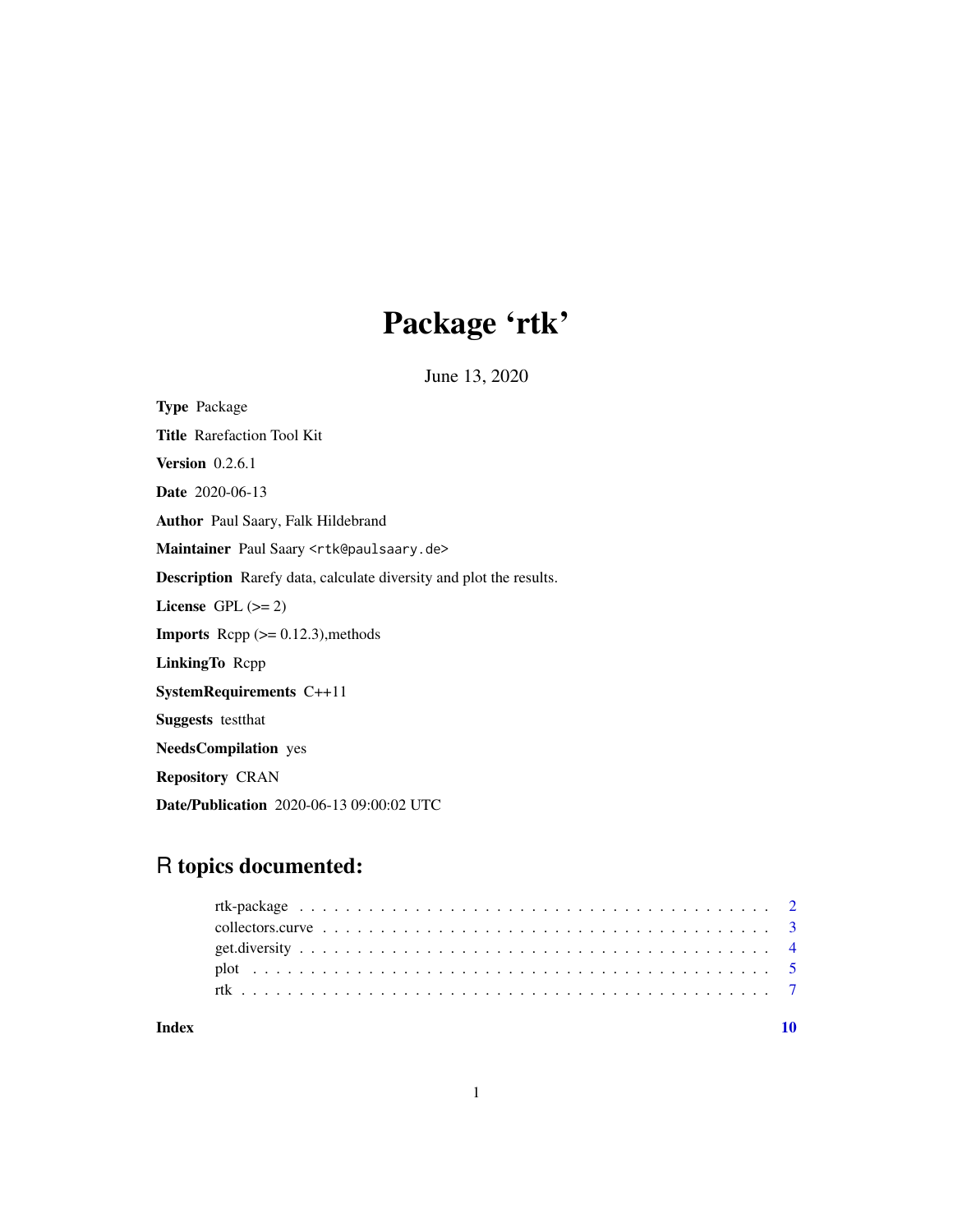# Package 'rtk'

June 13, 2020

**Type** Package

**Title** Rarefaction Tool Kit

**Version** 0.2.6.1

**Date** 2020-06-13

**Author** Paul Saary, Falk Hildebrand

**Maintainer** Paul Saary <rtk@paulsaary.de>

**Description** Rarefy data, calculate diversity and plot the results.

**License** GPL (>= 2)

**Imports** Rcpp (>= 0.12.3),methods

**LinkingTo** Rcpp

**SystemRequirements** C++11

**Suggests** testthat

**NeedsCompilation** yes

**Repository** CRAN

**Date/Publication** 2020-06-13 09:00:02 UTC

## R topics documented:

- rtk-package . . . . . . . . . . . . . . . . . . . . . . . . . . . . . . . . . . . . . . . . 2
- collectors.curve . . . . . . . . . . . . . . . . . . . . . . . . . . . . . . . . . . . . . . 3
- get.diversity . . . . . . . . . . . . . . . . . . . . . . . . . . . . . . . . . . . . . . . . 4
- plot . . . . . . . . . . . . . . . . . . . . . . . . . . . . . . . . . . . . . . . . . . . . . 5
- rtk . . . . . . . . . . . . . . . . . . . . . . . . . . . . . . . . . . . . . . . . . . . . . . 7

**Index** **10**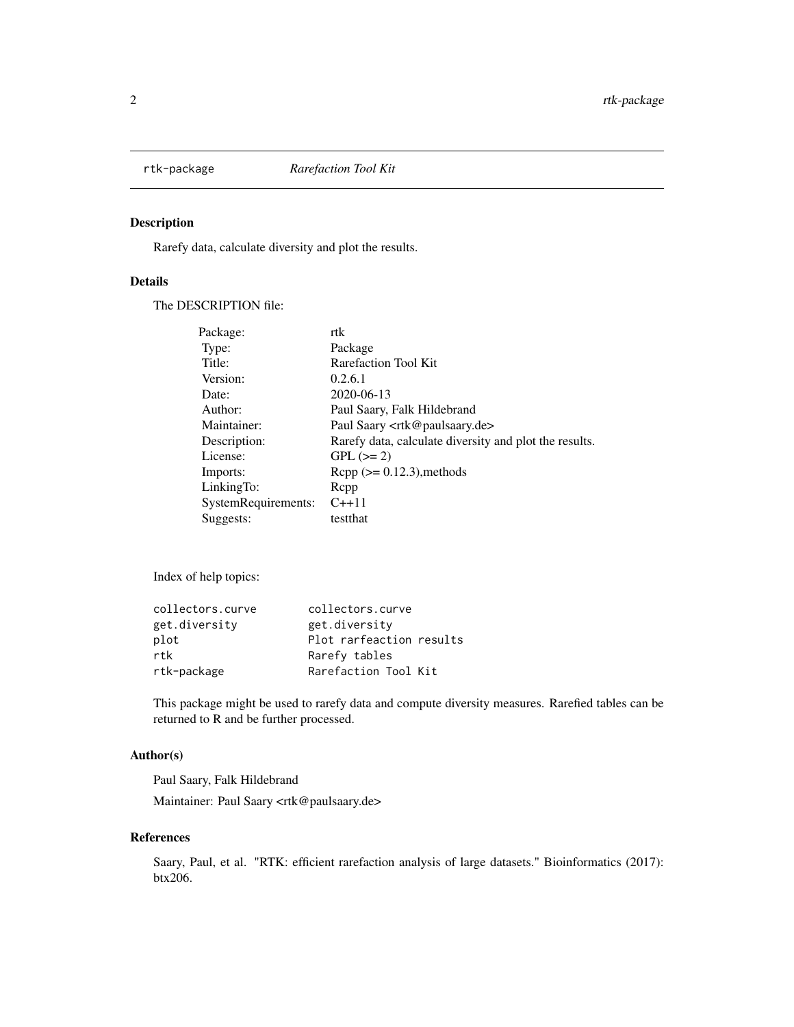`rtk-package` *Rarefaction Tool Kit*

### Description

Rarefy data, calculate diversity and plot the results.

### Details

The DESCRIPTION file:

| | |
|---|---|
| Package: | rtk |
| Type: | Package |
| Title: | Rarefaction Tool Kit |
| Version: | 0.2.6.1 |
| Date: | 2020-06-13 |
| Author: | Paul Saary, Falk Hildebrand |
| Maintainer: | Paul Saary <rtk@paulsaary.de> |
| Description: | Rarefy data, calculate diversity and plot the results. |
| License: | GPL (>= 2) |
| Imports: | Rcpp (>= 0.12.3),methods |
| LinkingTo: | Rcpp |
| SystemRequirements: | C++11 |
| Suggests: | testthat |

Index of help topics:

```
collectors.curve        collectors.curve
get.diversity           get.diversity
plot                    Plot rarfeaction results
rtk                     Rarefy tables
rtk-package             Rarefaction Tool Kit
```

This package might be used to rarefy data and compute diversity measures. Rarefied tables can be returned to R and be further processed.

### Author(s)

Paul Saary, Falk Hildebrand

Maintainer: Paul Saary <rtk@paulsaary.de>

### References

Saary, Paul, et al. "RTK: efficient rarefaction analysis of large datasets." Bioinformatics (2017): btx206.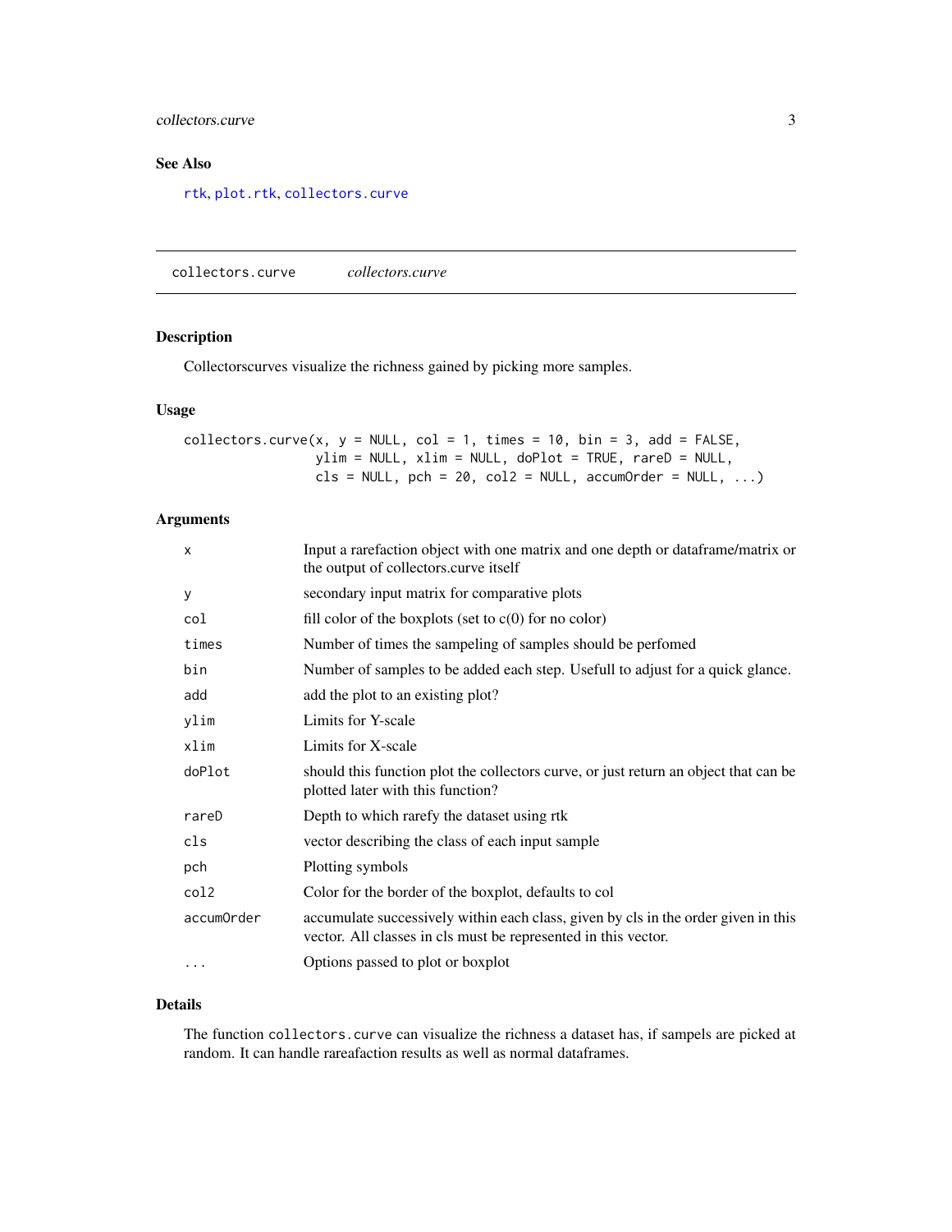## See Also

rtk, plot.rtk, collectors.curve

---

# collectors.curve *collectors.curve*

---

## Description

Collectorscurves visualize the richness gained by picking more samples.

## Usage

```
collectors.curve(x, y = NULL, col = 1, times = 10, bin = 3, add = FALSE,
                 ylim = NULL, xlim = NULL, doPlot = TRUE, rareD = NULL,
                 cls = NULL, pch = 20, col2 = NULL, accumOrder = NULL, ...)
```

## Arguments

| | |
|---|---|
| `x` | Input a rarefaction object with one matrix and one depth or dataframe/matrix or the output of collectors.curve itself |
| `y` | secondary input matrix for comparative plots |
| `col` | fill color of the boxplots (set to c(0) for no color) |
| `times` | Number of times the sampeling of samples should be perfomed |
| `bin` | Number of samples to be added each step. Usefull to adjust for a quick glance. |
| `add` | add the plot to an existing plot? |
| `ylim` | Limits for Y-scale |
| `xlim` | Limits for X-scale |
| `doPlot` | should this function plot the collectors curve, or just return an object that can be plotted later with this function? |
| `rareD` | Depth to which rarefy the dataset using rtk |
| `cls` | vector describing the class of each input sample |
| `pch` | Plotting symbols |
| `col2` | Color for the border of the boxplot, defaults to col |
| `accumOrder` | accumulate successively within each class, given by cls in the order given in this vector. All classes in cls must be represented in this vector. |
| `...` | Options passed to plot or boxplot |

## Details

The function `collectors.curve` can visualize the richness a dataset has, if sampels are picked at random. It can handle rareafaction results as well as normal dataframes.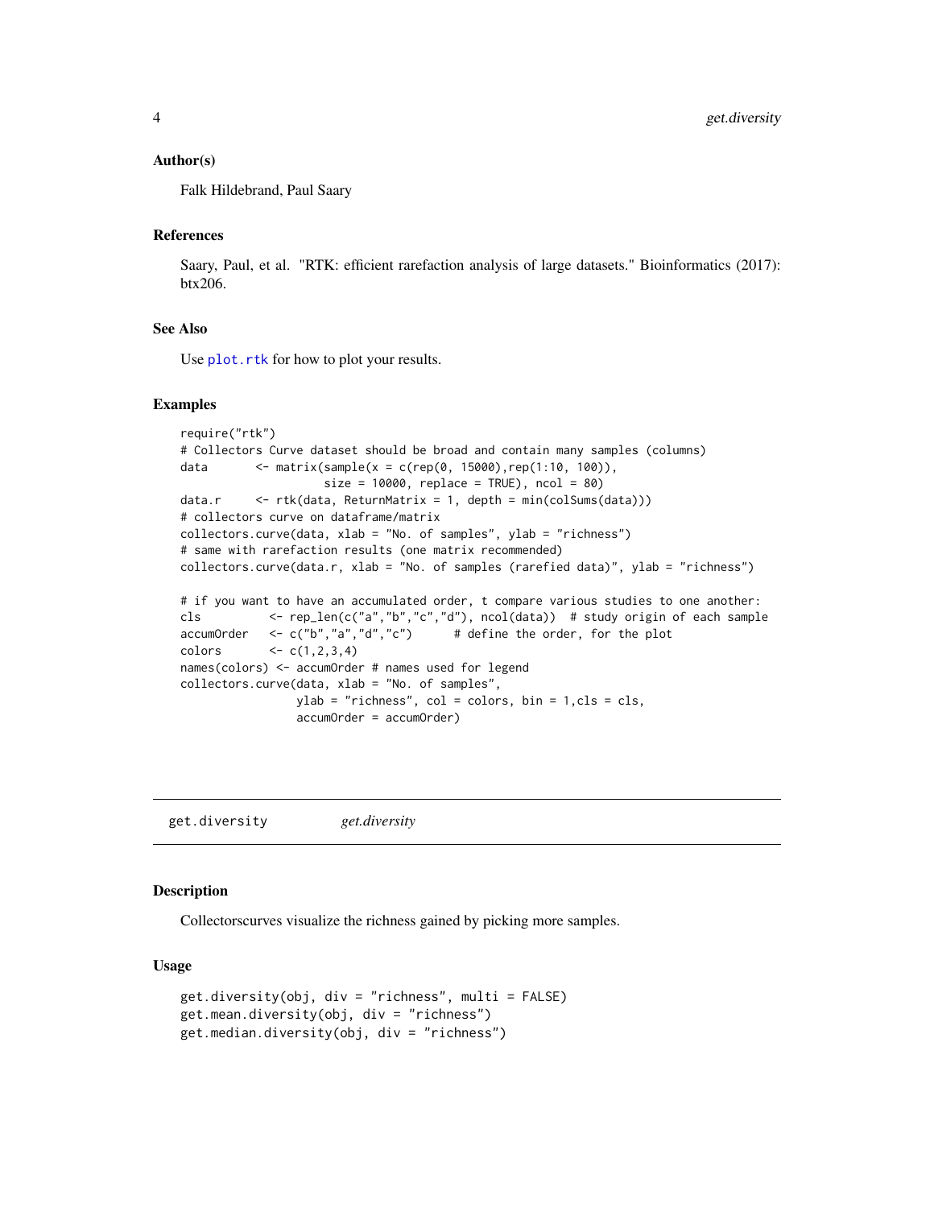### Author(s)

Falk Hildebrand, Paul Saary

### References

Saary, Paul, et al. "RTK: efficient rarefaction analysis of large datasets." Bioinformatics (2017): btx206.

### See Also

Use plot.rtk for how to plot your results.

### Examples

```
require("rtk")
# Collectors Curve dataset should be broad and contain many samples (columns)
data        <- matrix(sample(x = c(rep(0, 15000),rep(1:10, 100)),
                    size = 10000, replace = TRUE), ncol = 80)
data.r      <- rtk(data, ReturnMatrix = 1, depth = min(colSums(data)))
# collectors curve on dataframe/matrix
collectors.curve(data, xlab = "No. of samples", ylab = "richness")
# same with rarefaction results (one matrix recommended)
collectors.curve(data.r, xlab = "No. of samples (rarefied data)", ylab = "richness")

# if you want to have an accumulated order, t compare various studies to one another:
cls          <- rep_len(c("a","b","c","d"), ncol(data))  # study origin of each sample
accumOrder   <- c("b","a","d","c")      # define the order, for the plot
colors       <- c(1,2,3,4)
names(colors) <- accumOrder # names used for legend
collectors.curve(data, xlab = "No. of samples",
                 ylab = "richness", col = colors, bin = 1,cls = cls,
                 accumOrder = accumOrder)
```

---

## get.diversity *get.diversity*

### Description

Collectorscurves visualize the richness gained by picking more samples.

### Usage

```
get.diversity(obj, div = "richness", multi = FALSE)
get.mean.diversity(obj, div = "richness")
get.median.diversity(obj, div = "richness")
```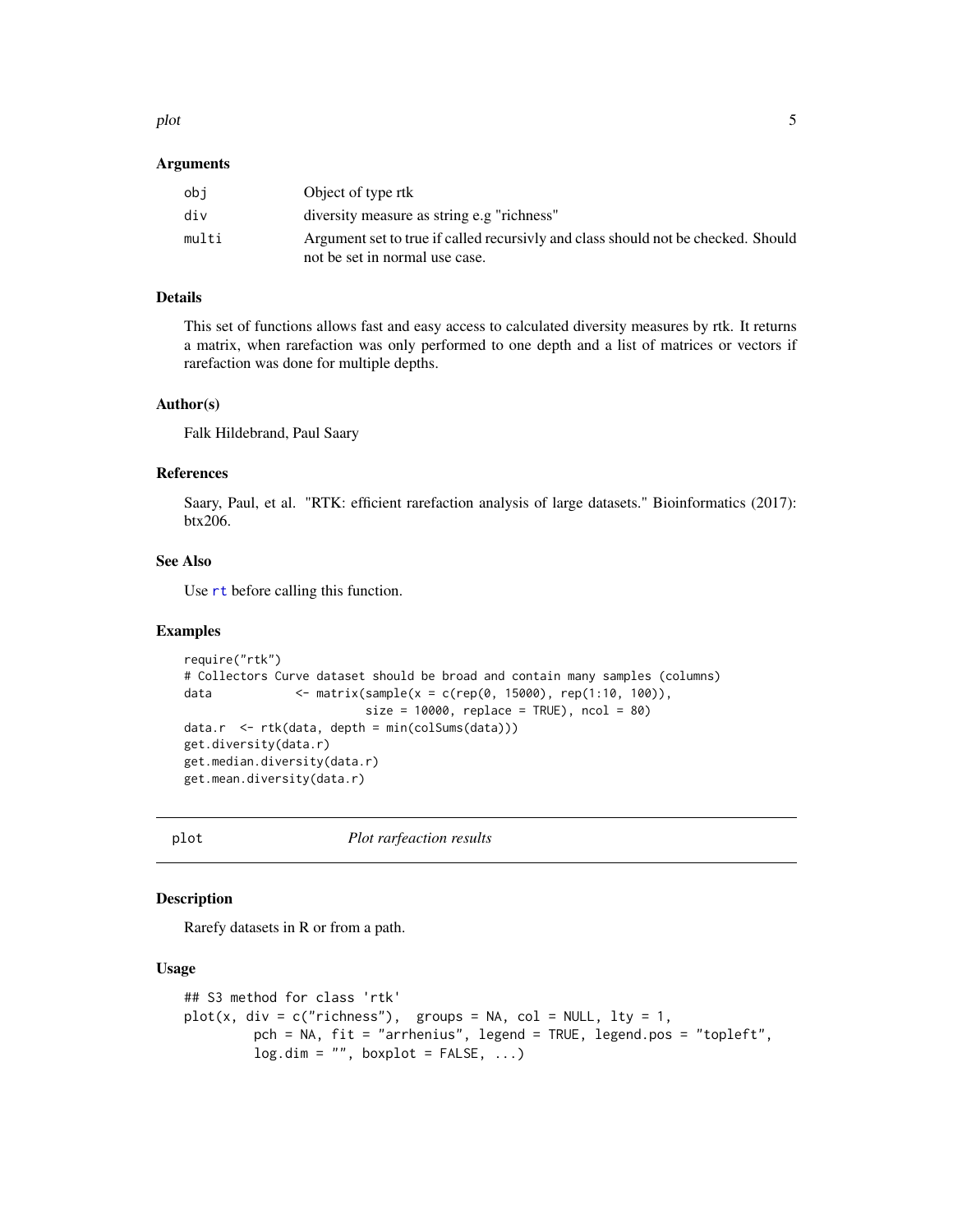### Arguments

| | |
|---|---|
| `obj` | Object of type rtk |
| `div` | diversity measure as string e.g "richness" |
| `multi` | Argument set to true if called recursivly and class should not be checked. Should not be set in normal use case. |

### Details

This set of functions allows fast and easy access to calculated diversity measures by rtk. It returns a matrix, when rarefaction was only performed to one depth and a list of matrices or vectors if rarefaction was done for multiple depths.

### Author(s)

Falk Hildebrand, Paul Saary

### References

Saary, Paul, et al. "RTK: efficient rarefaction analysis of large datasets." Bioinformatics (2017): btx206.

### See Also

Use `rt` before calling this function.

### Examples

```
require("rtk")
# Collectors Curve dataset should be broad and contain many samples (columns)
data            <- matrix(sample(x = c(rep(0, 15000), rep(1:10, 100)),
                         size = 10000, replace = TRUE), ncol = 80)
data.r  <- rtk(data, depth = min(colSums(data)))
get.diversity(data.r)
get.median.diversity(data.r)
get.mean.diversity(data.r)
```

---

## plot — *Plot rarfeaction results*

### Description

Rarefy datasets in R or from a path.

### Usage

```
## S3 method for class 'rtk'
plot(x, div = c("richness"),  groups = NA, col = NULL, lty = 1,
         pch = NA, fit = "arrhenius", legend = TRUE, legend.pos = "topleft",
         log.dim = "", boxplot = FALSE, ...)
```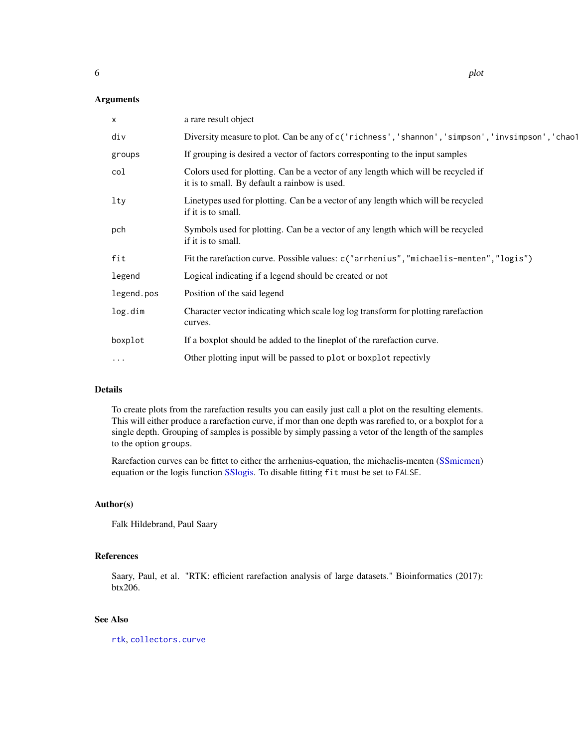### Arguments

| | |
|---|---|
| `x` | a rare result object |
| `div` | Diversity measure to plot. Can be any of `c('richness','shannon','simpson','invsimpson','chao1` |
| `groups` | If grouping is desired a vector of factors corresponting to the input samples |
| `col` | Colors used for plotting. Can be a vector of any length which will be recycled if it is to small. By default a rainbow is used. |
| `lty` | Linetypes used for plotting. Can be a vector of any length which will be recycled if it is to small. |
| `pch` | Symbols used for plotting. Can be a vector of any length which will be recycled if it is to small. |
| `fit` | Fit the rarefaction curve. Possible values: `c("arrhenius","michaelis-menten","logis")` |
| `legend` | Logical indicating if a legend should be created or not |
| `legend.pos` | Position of the said legend |
| `log.dim` | Character vector indicating which scale log log transform for plotting rarefaction curves. |
| `boxplot` | If a boxplot should be added to the lineplot of the rarefaction curve. |
| `...` | Other plotting input will be passed to `plot` or `boxplot` repectivly |

### Details

To create plots from the rarefaction results you can easily just call a plot on the resulting elements. This will either produce a rarefaction curve, if mor than one depth was rarefied to, or a boxplot for a single depth. Grouping of samples is possible by simply passing a vetor of the length of the samples to the option `groups`.

Rarefaction curves can be fittet to either the arrhenius-equation, the michaelis-menten (SSmicmen) equation or the logis function SSlogis. To disable fitting `fit` must be set to `FALSE`.

### Author(s)

Falk Hildebrand, Paul Saary

### References

Saary, Paul, et al. "RTK: efficient rarefaction analysis of large datasets." Bioinformatics (2017): btx206.

### See Also

`rtk`, `collectors.curve`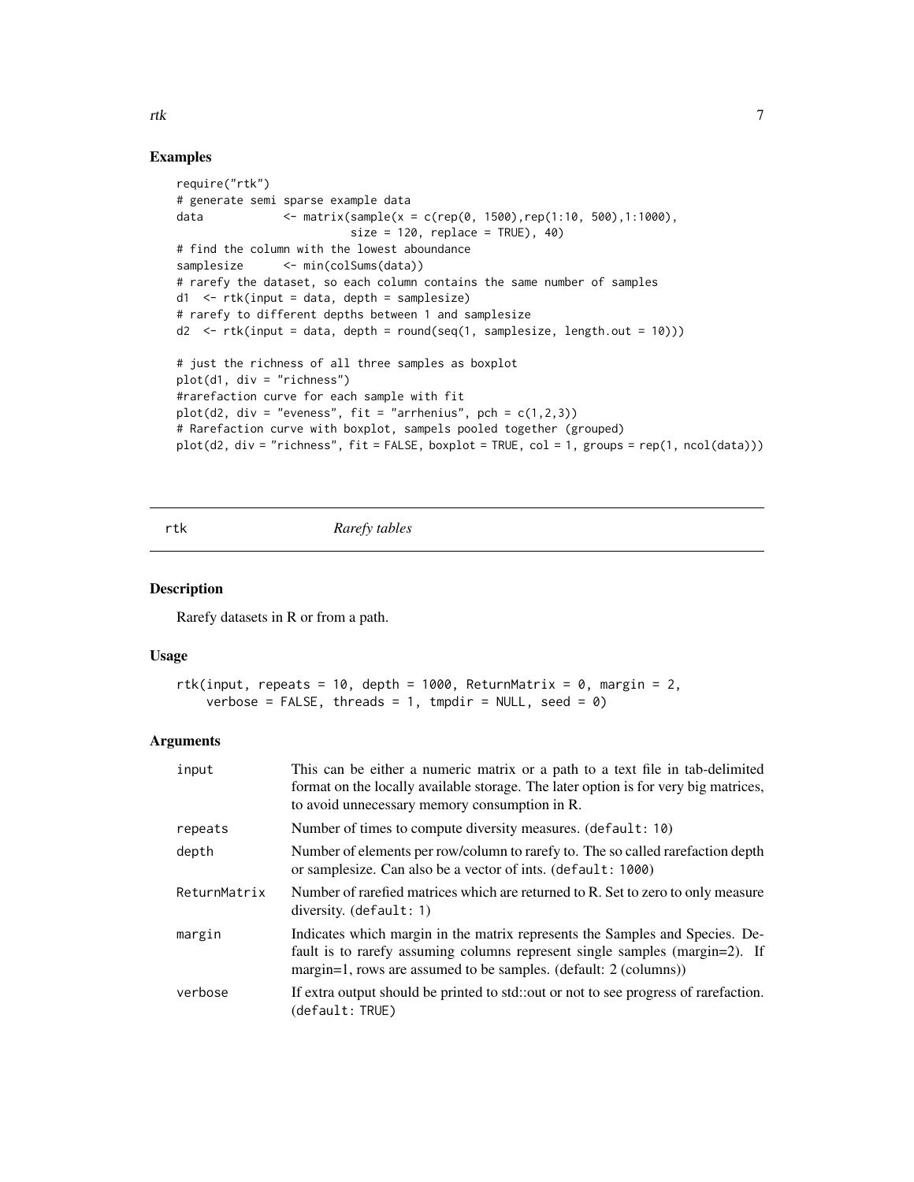## Examples

```
require("rtk")
# generate semi sparse example data
data            <- matrix(sample(x = c(rep(0, 1500),rep(1:10, 500),1:1000),
                          size = 120, replace = TRUE), 40)
# find the column with the lowest aboundance
samplesize      <- min(colSums(data))
# rarefy the dataset, so each column contains the same number of samples
d1  <- rtk(input = data, depth = samplesize)
# rarefy to different depths between 1 and samplesize
d2  <- rtk(input = data, depth = round(seq(1, samplesize, length.out = 10)))

# just the richness of all three samples as boxplot
plot(d1, div = "richness")
#rarefaction curve for each sample with fit
plot(d2, div = "eveness", fit = "arrhenius", pch = c(1,2,3))
# Rarefaction curve with boxplot, sampels pooled together (grouped)
plot(d2, div = "richness", fit = FALSE, boxplot = TRUE, col = 1, groups = rep(1, ncol(data)))
```

---

# rtk *Rarefy tables*

## Description

Rarefy datasets in R or from a path.

## Usage

```
rtk(input, repeats = 10, depth = 1000, ReturnMatrix = 0, margin = 2,
    verbose = FALSE, threads = 1, tmpdir = NULL, seed = 0)
```

## Arguments

| | |
|---|---|
| `input` | This can be either a numeric matrix or a path to a text file in tab-delimited format on the locally available storage. The later option is for very big matrices, to avoid unnecessary memory consumption in R. |
| `repeats` | Number of times to compute diversity measures. (`default: 10`) |
| `depth` | Number of elements per row/column to rarefy to. The so called rarefaction depth or samplesize. Can also be a vector of ints. (`default: 1000`) |
| `ReturnMatrix` | Number of rarefied matrices which are returned to R. Set to zero to only measure diversity. (`default: 1`) |
| `margin` | Indicates which margin in the matrix represents the Samples and Species. Default is to rarefy assuming columns represent single samples (margin=2). If margin=1, rows are assumed to be samples. (default: 2 (columns)) |
| `verbose` | If extra output should be printed to std::out or not to see progress of rarefaction. (`default: TRUE`) |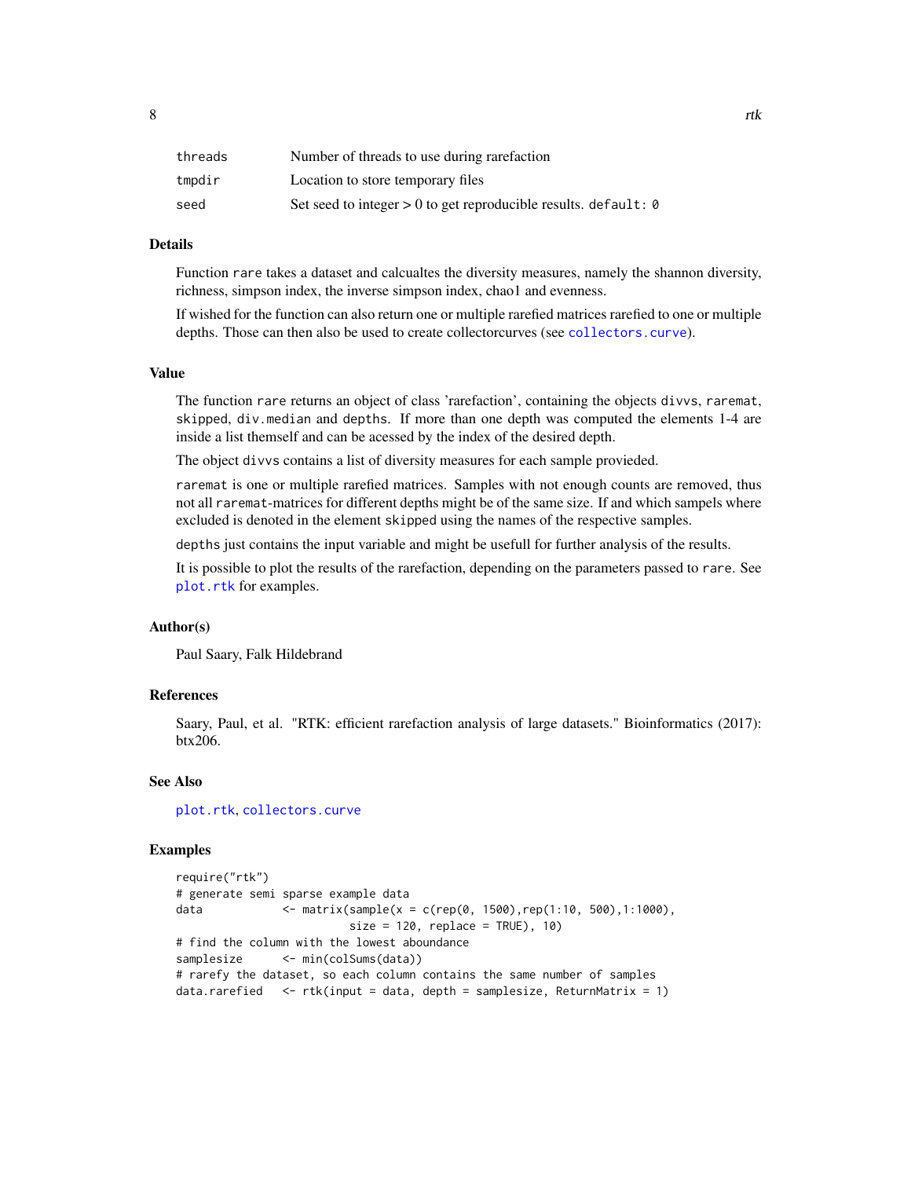| | |
|---|---|
| threads | Number of threads to use during rarefaction |
| tmpdir | Location to store temporary files |
| seed | Set seed to integer > 0 to get reproducible results. default: 0 |

## Details

Function rare takes a dataset and calcualtes the diversity measures, namely the shannon diversity, richness, simpson index, the inverse simpson index, chao1 and evenness.

If wished for the function can also return one or multiple rarefied matrices rarefied to one or multiple depths. Those can then also be used to create collectorcurves (see collectors.curve).

## Value

The function rare returns an object of class 'rarefaction', containing the objects divvs, raremat, skipped, div.median and depths. If more than one depth was computed the elements 1-4 are inside a list themself and can be acessed by the index of the desired depth.

The object divvs contains a list of diversity measures for each sample provieded.

raremat is one or multiple rarefied matrices. Samples with not enough counts are removed, thus not all raremat-matrices for different depths might be of the same size. If and which sampels where excluded is denoted in the element skipped using the names of the respective samples.

depths just contains the input variable and might be usefull for further analysis of the results.

It is possible to plot the results of the rarefaction, depending on the parameters passed to rare. See plot.rtk for examples.

## Author(s)

Paul Saary, Falk Hildebrand

## References

Saary, Paul, et al. "RTK: efficient rarefaction analysis of large datasets." Bioinformatics (2017): btx206.

## See Also

plot.rtk, collectors.curve

## Examples

```
require("rtk")
# generate semi sparse example data
data            <- matrix(sample(x = c(rep(0, 1500),rep(1:10, 500),1:1000),
                          size = 120, replace = TRUE), 10)
# find the column with the lowest aboundance
samplesize      <- min(colSums(data))
# rarefy the dataset, so each column contains the same number of samples
data.rarefied   <- rtk(input = data, depth = samplesize, ReturnMatrix = 1)
```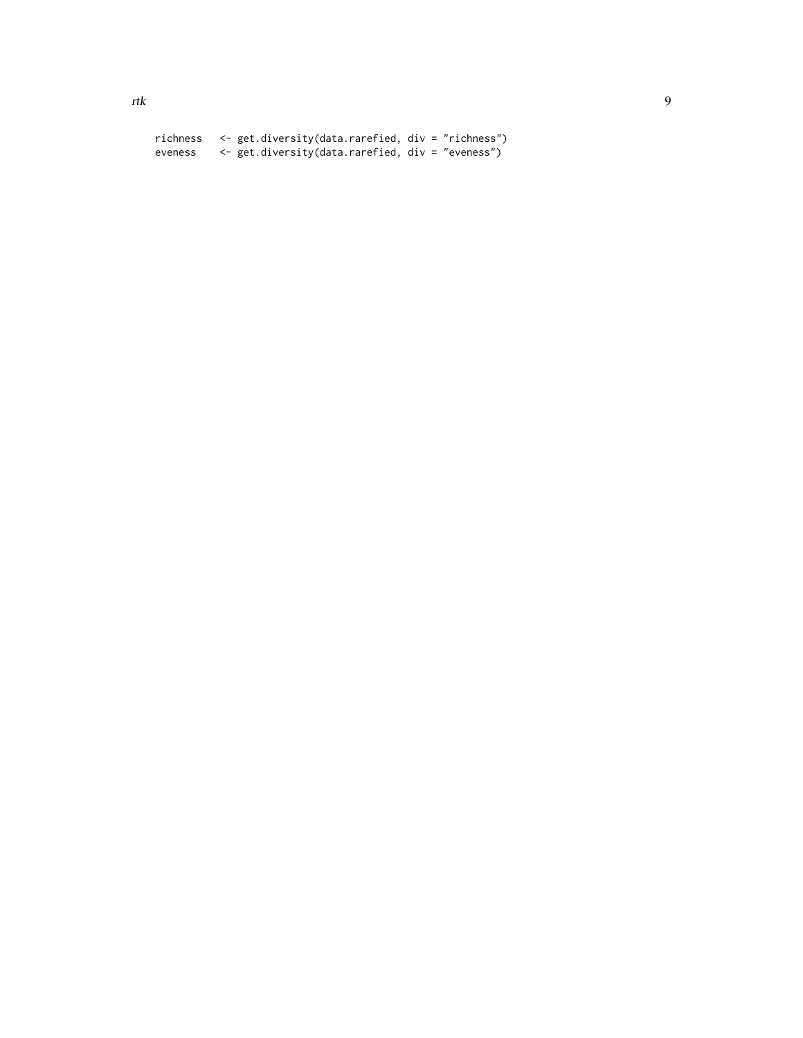```
richness   <- get.diversity(data.rarefied, div = "richness")
eveness    <- get.diversity(data.rarefied, div = "eveness")
```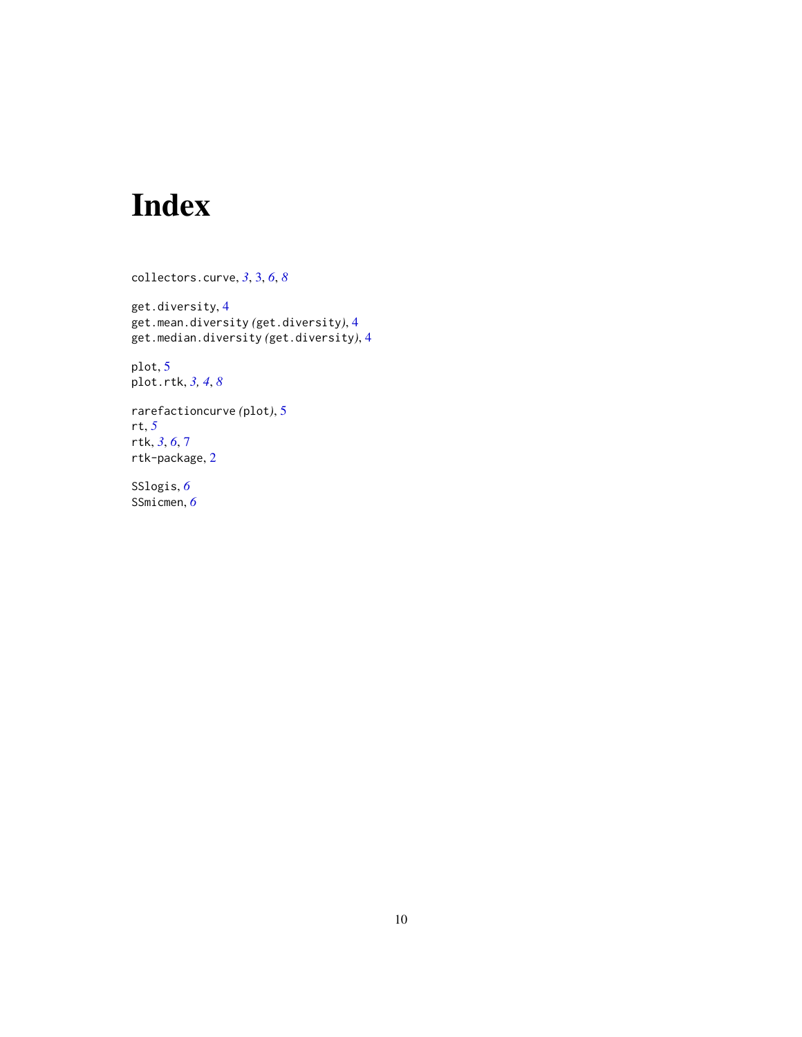# Index

collectors.curve, *3*, 3, *6*, *8*

get.diversity, 4
get.mean.diversity *(*get.diversity*)*, 4
get.median.diversity *(*get.diversity*)*, 4

plot, 5
plot.rtk, *3, 4*, *8*

rarefactioncurve *(*plot*)*, 5
rt, *5*
rtk, *3*, *6*, 7
rtk-package, 2

SSlogis, *6*
SSmicmen, *6*